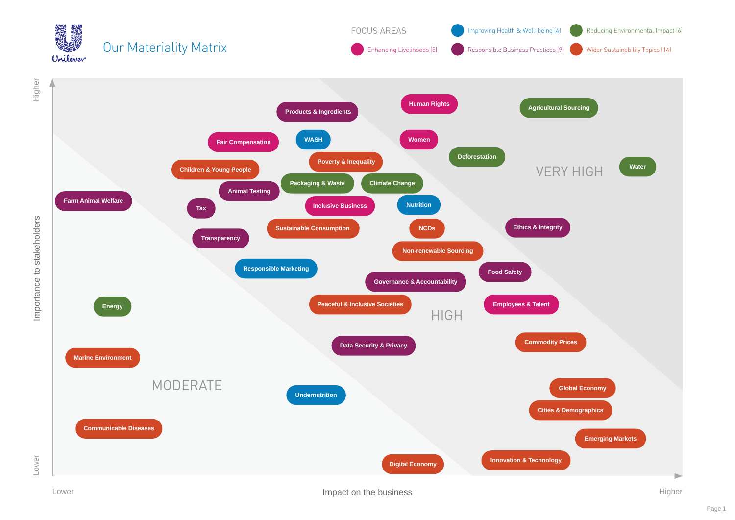# Our Materiality Matrix

**FOCUS AREAS**

- Improving Health & Well-being (4)
- Reducing Environmental Impact (6)
- Enhancing Livelihoods (5)
- Responsible Business Practices (9)
- Wider Sustainability Topics (14)

Importance to stakeholders (Lower → Higher)

Impact on the business (Lower → Higher)

## VERY HIGH

- Human Rights
- Agricultural Sourcing
- Women
- Deforestation
- Water
- Ethics & Integrity
- Food Safety
- Employees & Talent
- Commodity Prices
- Global Economy
- Cities & Demographics
- Emerging Markets

## HIGH

- Products & Ingredients
- Fair Compensation
- WASH
- Poverty & Inequality
- Children & Young People
- Packaging & Waste
- Climate Change
- Animal Testing
- Inclusive Business
- Nutrition
- Tax
- Sustainable Consumption
- NCDs
- Transparency
- Non-renewable Sourcing
- Responsible Marketing
- Governance & Accountability
- Peaceful & Inclusive Societies
- Data Security & Privacy
- Innovation & Technology

## MODERATE

- Farm Animal Welfare
- Energy
- Marine Environment
- Undernutrition
- Communicable Diseases
- Digital Economy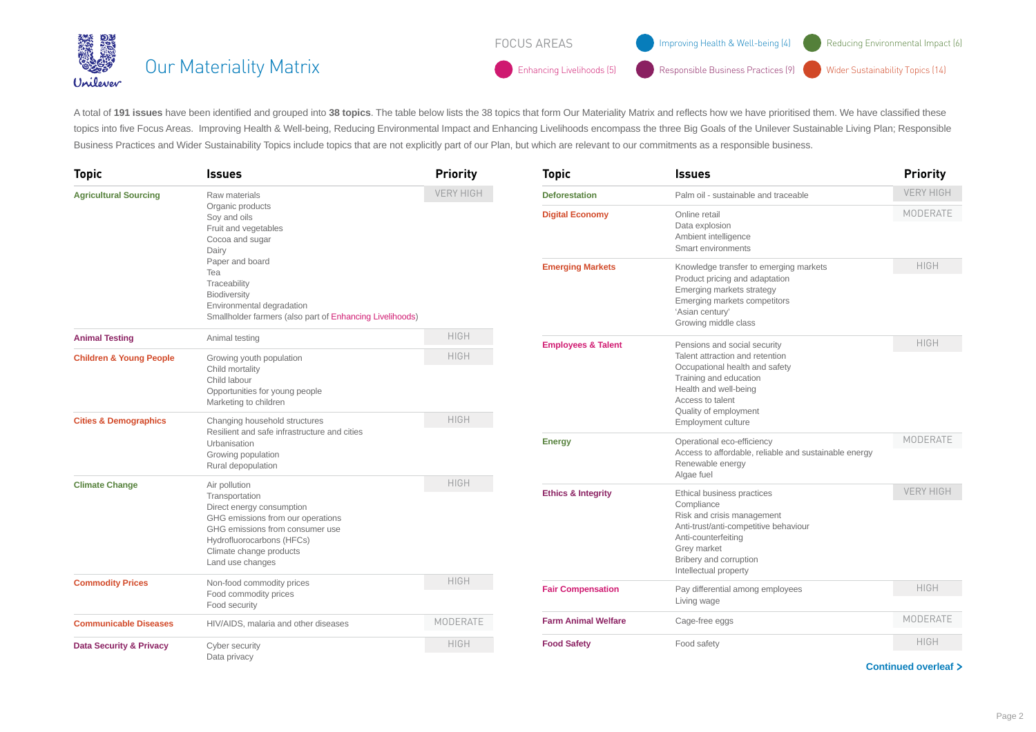# Our Materiality Matrix

FOCUS AREAS

- Improving Health & Well-being (4)
- Reducing Environmental Impact (6)
- Enhancing Livelihoods (5)
- Responsible Business Practices (9)
- Wider Sustainability Topics (14)

A total of **191 issues** have been identified and grouped into **38 topics**. The table below lists the 38 topics that form Our Materiality Matrix and reflects how we have prioritised them. We have classified these topics into five Focus Areas. Improving Health & Well-being, Reducing Environmental Impact and Enhancing Livelihoods encompass the three Big Goals of the Unilever Sustainable Living Plan; Responsible Business Practices and Wider Sustainability Topics include topics that are not explicitly part of our Plan, but which are relevant to our commitments as a responsible business.

| Topic | Issues | Priority |
|---|---|---|
| **Agricultural Sourcing** | Raw materials<br>Organic products<br>Soy and oils<br>Fruit and vegetables<br>Cocoa and sugar<br>Dairy<br>Paper and board<br>Tea<br>Traceability<br>Biodiversity<br>Environmental degradation<br>Smallholder farmers (also part of Enhancing Livelihoods) | VERY HIGH |
| **Animal Testing** | Animal testing | HIGH |
| **Children & Young People** | Growing youth population<br>Child mortality<br>Child labour<br>Opportunities for young people<br>Marketing to children | HIGH |
| **Cities & Demographics** | Changing household structures<br>Resilient and safe infrastructure and cities<br>Urbanisation<br>Growing population<br>Rural depopulation | HIGH |
| **Climate Change** | Air pollution<br>Transportation<br>Direct energy consumption<br>GHG emissions from our operations<br>GHG emissions from consumer use<br>Hydrofluorocarbons (HFCs)<br>Climate change products<br>Land use changes | HIGH |
| **Commodity Prices** | Non-food commodity prices<br>Food commodity prices<br>Food security | HIGH |
| **Communicable Diseases** | HIV/AIDS, malaria and other diseases | MODERATE |
| **Data Security & Privacy** | Cyber security<br>Data privacy | HIGH |
| **Deforestation** | Palm oil - sustainable and traceable | VERY HIGH |
| **Digital Economy** | Online retail<br>Data explosion<br>Ambient intelligence<br>Smart environments | MODERATE |
| **Emerging Markets** | Knowledge transfer to emerging markets<br>Product pricing and adaptation<br>Emerging markets strategy<br>Emerging markets competitors<br>'Asian century'<br>Growing middle class | HIGH |
| **Employees & Talent** | Pensions and social security<br>Talent attraction and retention<br>Occupational health and safety<br>Training and education<br>Health and well-being<br>Access to talent<br>Quality of employment<br>Employment culture | HIGH |
| **Energy** | Operational eco-efficiency<br>Access to affordable, reliable and sustainable energy<br>Renewable energy<br>Algae fuel | MODERATE |
| **Ethics & Integrity** | Ethical business practices<br>Compliance<br>Risk and crisis management<br>Anti-trust/anti-competitive behaviour<br>Anti-counterfeiting<br>Grey market<br>Bribery and corruption<br>Intellectual property | VERY HIGH |
| **Fair Compensation** | Pay differential among employees<br>Living wage | HIGH |
| **Farm Animal Welfare** | Cage-free eggs | MODERATE |
| **Food Safety** | Food safety | HIGH |

**Continued overleaf >**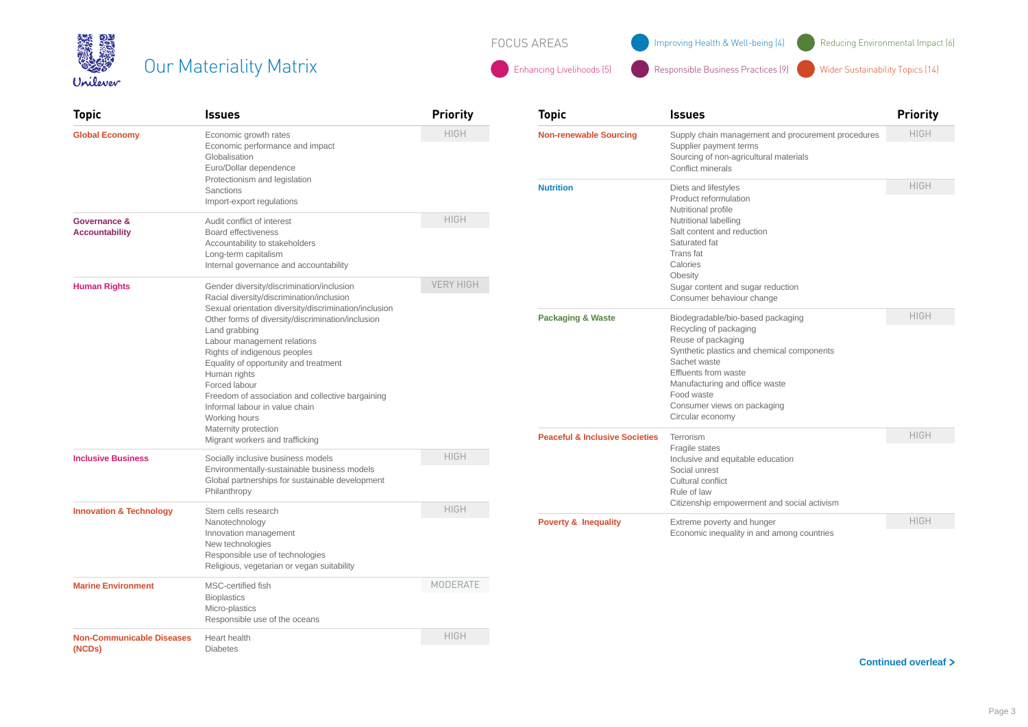# Our Materiality Matrix

**FOCUS AREAS**

- Improving Health & Well-being (4)
- Reducing Environmental Impact (6)
- Enhancing Livelihoods (5)
- Responsible Business Practices (9)
- Wider Sustainability Topics (14)

| Topic | Issues | Priority |
|---|---|---|
| **Global Economy** | Economic growth rates<br>Economic performance and impact<br>Globalisation<br>Euro/Dollar dependence<br>Protectionism and legislation<br>Sanctions<br>Import-export regulations | HIGH |
| **Governance & Accountability** | Audit conflict of interest<br>Board effectiveness<br>Accountability to stakeholders<br>Long-term capitalism<br>Internal governance and accountability | HIGH |
| **Human Rights** | Gender diversity/discrimination/inclusion<br>Racial diversity/discrimination/inclusion<br>Sexual orientation diversity/discrimination/inclusion<br>Other forms of diversity/discrimination/inclusion<br>Land grabbing<br>Labour management relations<br>Rights of indigenous peoples<br>Equality of opportunity and treatment<br>Human rights<br>Forced labour<br>Freedom of association and collective bargaining<br>Informal labour in value chain<br>Working hours<br>Maternity protection<br>Migrant workers and trafficking | VERY HIGH |
| **Inclusive Business** | Socially inclusive business models<br>Environmentally-sustainable business models<br>Global partnerships for sustainable development<br>Philanthropy | HIGH |
| **Innovation & Technology** | Stem cells research<br>Nanotechnology<br>Innovation management<br>New technologies<br>Responsible use of technologies<br>Religious, vegetarian or vegan suitability | HIGH |
| **Marine Environment** | MSC-certified fish<br>Bioplastics<br>Micro-plastics<br>Responsible use of the oceans | MODERATE |
| **Non-Communicable Diseases (NCDs)** | Heart health<br>Diabetes | HIGH |
| **Non-renewable Sourcing** | Supply chain management and procurement procedures<br>Supplier payment terms<br>Sourcing of non-agricultural materials<br>Conflict minerals | HIGH |
| **Nutrition** | Diets and lifestyles<br>Product reformulation<br>Nutritional profile<br>Nutritional labelling<br>Salt content and reduction<br>Saturated fat<br>Trans fat<br>Calories<br>Obesity<br>Sugar content and sugar reduction<br>Consumer behaviour change | HIGH |
| **Packaging & Waste** | Biodegradable/bio-based packaging<br>Recycling of packaging<br>Reuse of packaging<br>Synthetic plastics and chemical components<br>Sachet waste<br>Effluents from waste<br>Manufacturing and office waste<br>Food waste<br>Consumer views on packaging<br>Circular economy | HIGH |
| **Peaceful & Inclusive Societies** | Terrorism<br>Fragile states<br>Inclusive and equitable education<br>Social unrest<br>Cultural conflict<br>Rule of law<br>Citizenship empowerment and social activism | HIGH |
| **Poverty & Inequality** | Extreme poverty and hunger<br>Economic inequality in and among countries | HIGH |

**Continued overleaf >**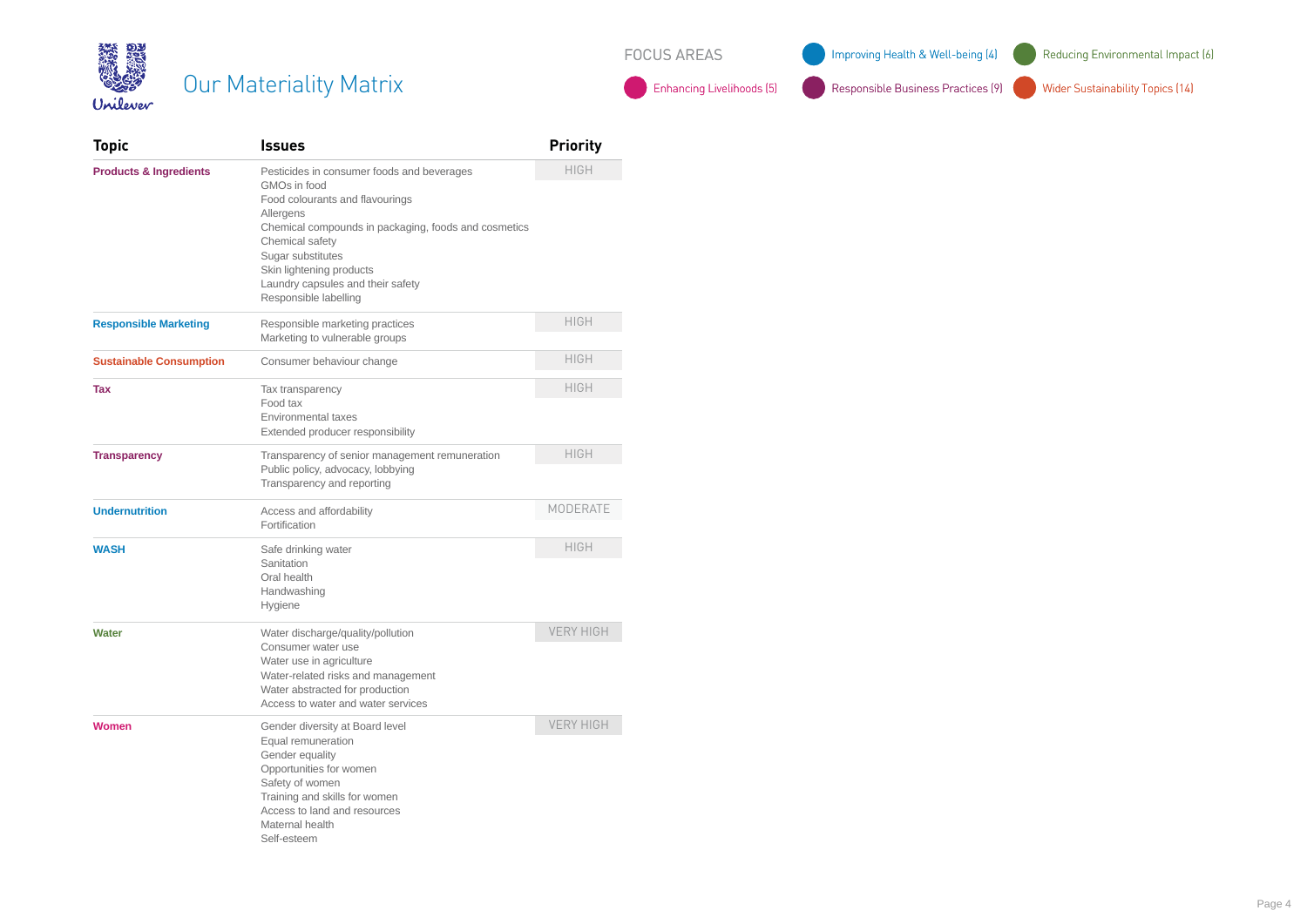# Our Materiality Matrix

FOCUS AREAS

- Improving Health & Well-being (4)
- Reducing Environmental Impact (6)
- Enhancing Livelihoods (5)
- Responsible Business Practices (9)
- Wider Sustainability Topics (14)

| Topic | Issues | Priority |
| --- | --- | --- |
| **Products & Ingredients** | Pesticides in consumer foods and beverages<br>GMOs in food<br>Food colourants and flavourings<br>Allergens<br>Chemical compounds in packaging, foods and cosmetics<br>Chemical safety<br>Sugar substitutes<br>Skin lightening products<br>Laundry capsules and their safety<br>Responsible labelling | HIGH |
| **Responsible Marketing** | Responsible marketing practices<br>Marketing to vulnerable groups | HIGH |
| **Sustainable Consumption** | Consumer behaviour change | HIGH |
| **Tax** | Tax transparency<br>Food tax<br>Environmental taxes<br>Extended producer responsibility | HIGH |
| **Transparency** | Transparency of senior management remuneration<br>Public policy, advocacy, lobbying<br>Transparency and reporting | HIGH |
| **Undernutrition** | Access and affordability<br>Fortification | MODERATE |
| **WASH** | Safe drinking water<br>Sanitation<br>Oral health<br>Handwashing<br>Hygiene | HIGH |
| **Water** | Water discharge/quality/pollution<br>Consumer water use<br>Water use in agriculture<br>Water-related risks and management<br>Water abstracted for production<br>Access to water and water services | VERY HIGH |
| **Women** | Gender diversity at Board level<br>Equal remuneration<br>Gender equality<br>Opportunities for women<br>Safety of women<br>Training and skills for women<br>Access to land and resources<br>Maternal health<br>Self-esteem | VERY HIGH |